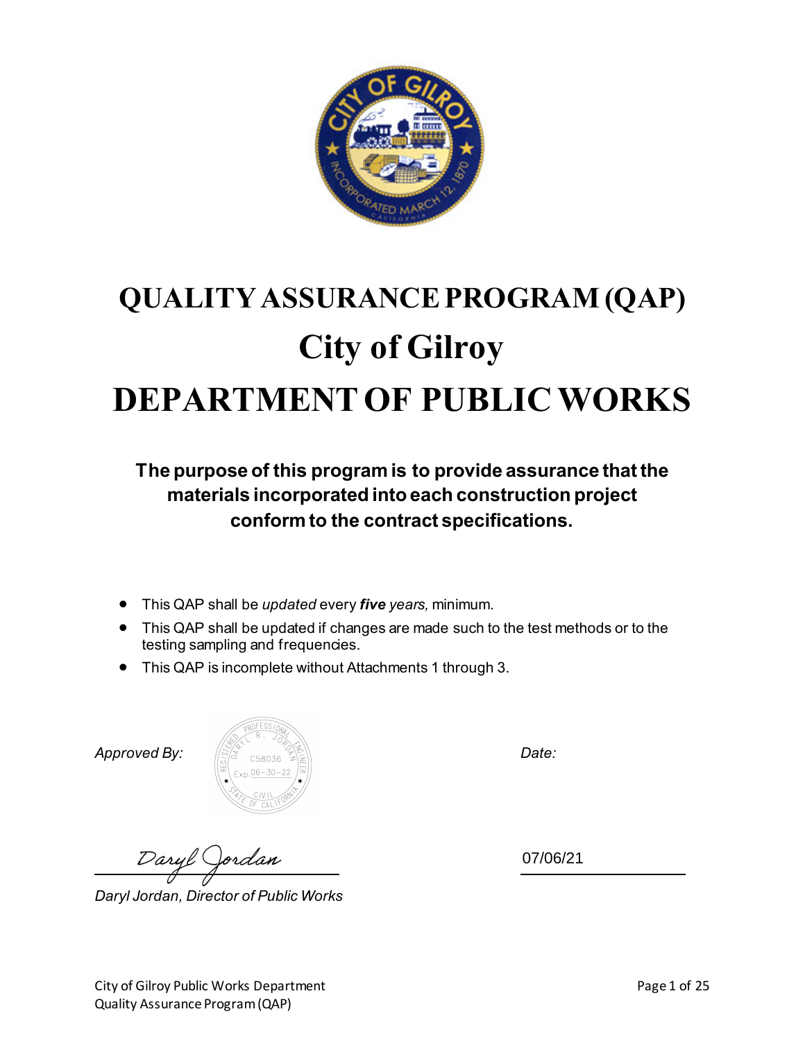# QUALITY ASSURANCE PROGRAM (QAP)

# City of Gilroy

# DEPARTMENT OF PUBLIC WORKS

**The purpose of this program is to provide assurance that the materials incorporated into each construction project conform to the contract specifications.**

- This QAP shall be *updated* every ***five*** *years,* minimum.
- This QAP shall be updated if changes are made such to the test methods or to the testing sampling and frequencies.
- This QAP is incomplete without Attachments 1 through 3.

*Approved By:*

REGISTERED PROFESSIONAL ENGINEER
DARYL R. JORDAN
C58036
Exp. 06-30-22
CIVIL
STATE OF CALIFORNIA

*Date:*

Daryl Jordan

*Daryl Jordan, Director of Public Works*

07/06/21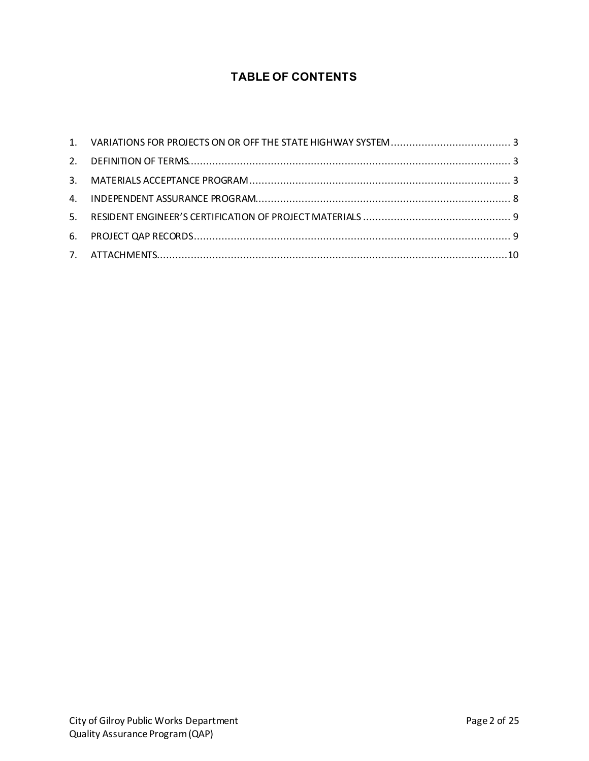# TABLE OF CONTENTS

1. VARIATIONS FOR PROJECTS ON OR OFF THE STATE HIGHWAY SYSTEM ....................................... 3
2. DEFINITION OF TERMS........................................................................................................ 3
3. MATERIALS ACCEPTANCE PROGRAM .................................................................................... 3
4. INDEPENDENT ASSURANCE PROGRAM.................................................................................. 8
5. RESIDENT ENGINEER'S CERTIFICATION OF PROJECT MATERIALS ................................................ 9
6. PROJECT QAP RECORDS...................................................................................................... 9
7. ATTACHMENTS.................................................................................................................10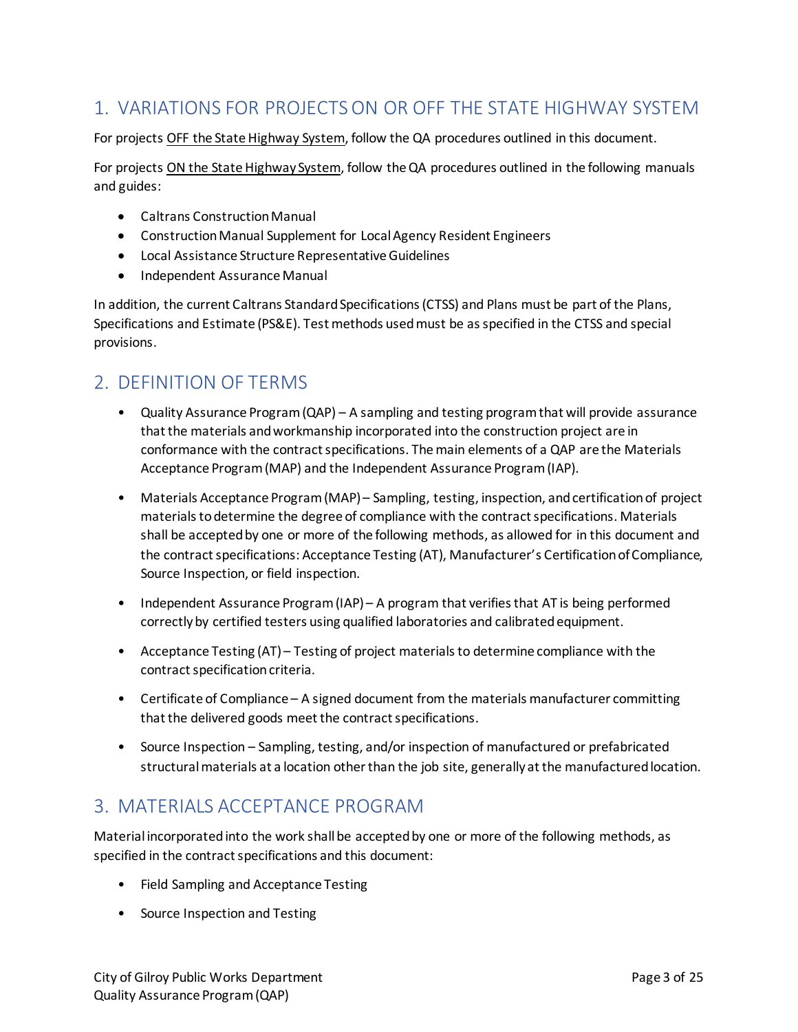## 1. VARIATIONS FOR PROJECTS ON OR OFF THE STATE HIGHWAY SYSTEM

For projects OFF the State Highway System, follow the QA procedures outlined in this document.

For projects ON the State Highway System, follow the QA procedures outlined in the following manuals and guides:

- Caltrans Construction Manual
- Construction Manual Supplement for Local Agency Resident Engineers
- Local Assistance Structure Representative Guidelines
- Independent Assurance Manual

In addition, the current Caltrans Standard Specifications (CTSS) and Plans must be part of the Plans, Specifications and Estimate (PS&E). Test methods used must be as specified in the CTSS and special provisions.

## 2. DEFINITION OF TERMS

- Quality Assurance Program (QAP) – A sampling and testing program that will provide assurance that the materials and workmanship incorporated into the construction project are in conformance with the contract specifications. The main elements of a QAP are the Materials Acceptance Program (MAP) and the Independent Assurance Program (IAP).
- Materials Acceptance Program (MAP) – Sampling, testing, inspection, and certification of project materials to determine the degree of compliance with the contract specifications. Materials shall be accepted by one or more of the following methods, as allowed for in this document and the contract specifications: Acceptance Testing (AT), Manufacturer's Certification of Compliance, Source Inspection, or field inspection.
- Independent Assurance Program (IAP) – A program that verifies that AT is being performed correctly by certified testers using qualified laboratories and calibrated equipment.
- Acceptance Testing (AT) – Testing of project materials to determine compliance with the contract specification criteria.
- Certificate of Compliance – A signed document from the materials manufacturer committing that the delivered goods meet the contract specifications.
- Source Inspection – Sampling, testing, and/or inspection of manufactured or prefabricated structural materials at a location other than the job site, generally at the manufactured location.

## 3. MATERIALS ACCEPTANCE PROGRAM

Material incorporated into the work shall be accepted by one or more of the following methods, as specified in the contract specifications and this document:

- Field Sampling and Acceptance Testing
- Source Inspection and Testing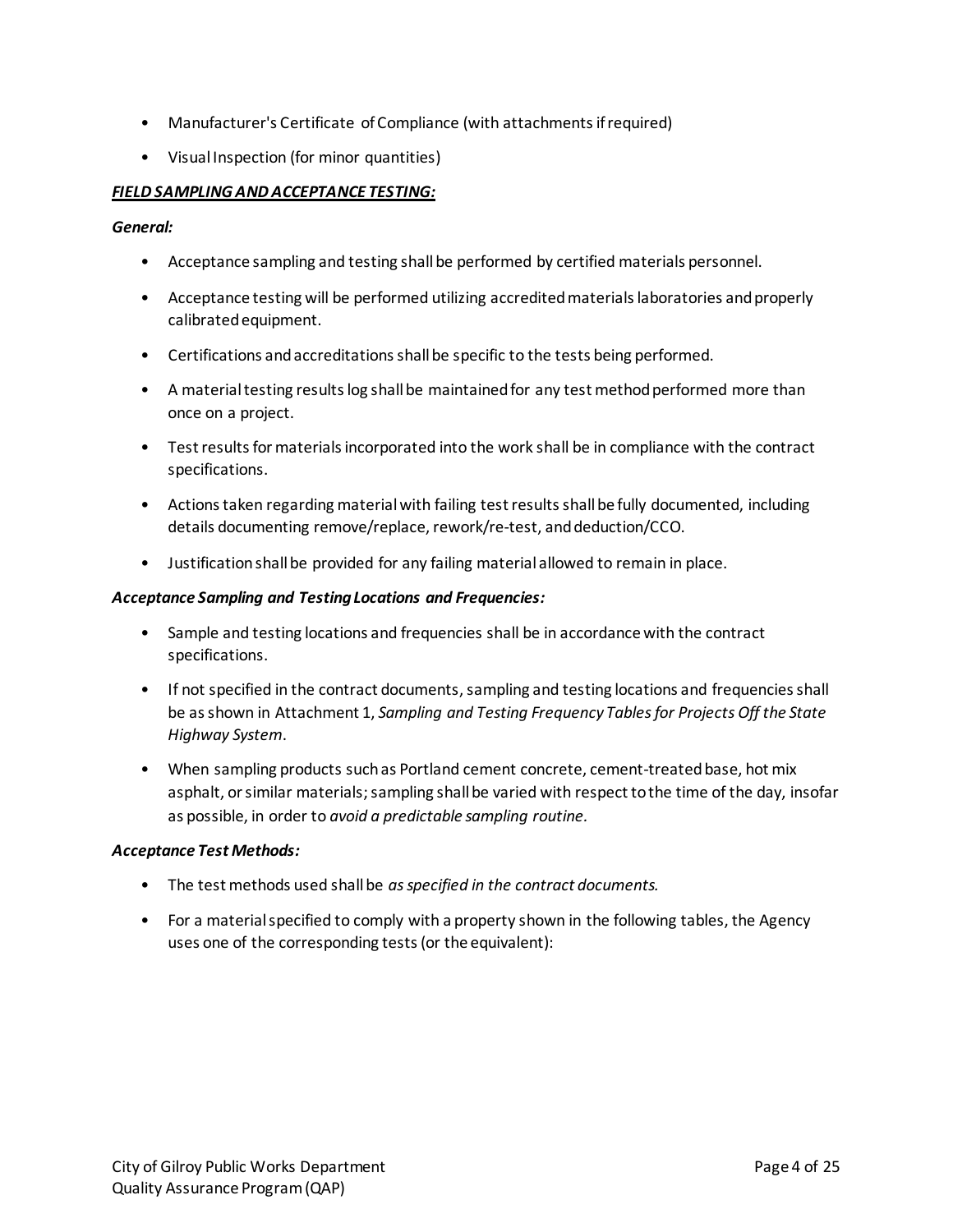- Manufacturer's Certificate of Compliance (with attachments if required)
- Visual Inspection (for minor quantities)

***FIELD SAMPLING AND ACCEPTANCE TESTING:***

***General:***

- Acceptance sampling and testing shall be performed by certified materials personnel.
- Acceptance testing will be performed utilizing accredited materials laboratories and properly calibrated equipment.
- Certifications and accreditations shall be specific to the tests being performed.
- A material testing results log shall be maintained for any test method performed more than once on a project.
- Test results for materials incorporated into the work shall be in compliance with the contract specifications.
- Actions taken regarding material with failing test results shall be fully documented, including details documenting remove/replace, rework/re-test, and deduction/CCO.
- Justification shall be provided for any failing material allowed to remain in place.

***Acceptance Sampling and Testing Locations and Frequencies:***

- Sample and testing locations and frequencies shall be in accordance with the contract specifications.
- If not specified in the contract documents, sampling and testing locations and frequencies shall be as shown in Attachment 1, *Sampling and Testing Frequency Tables for Projects Off the State Highway System*.
- When sampling products such as Portland cement concrete, cement-treated base, hot mix asphalt, or similar materials; sampling shall be varied with respect to the time of the day, insofar as possible, in order to *avoid a predictable sampling routine.*

***Acceptance Test Methods:***

- The test methods used shall be *as specified in the contract documents.*
- For a material specified to comply with a property shown in the following tables, the Agency uses one of the corresponding tests (or the equivalent):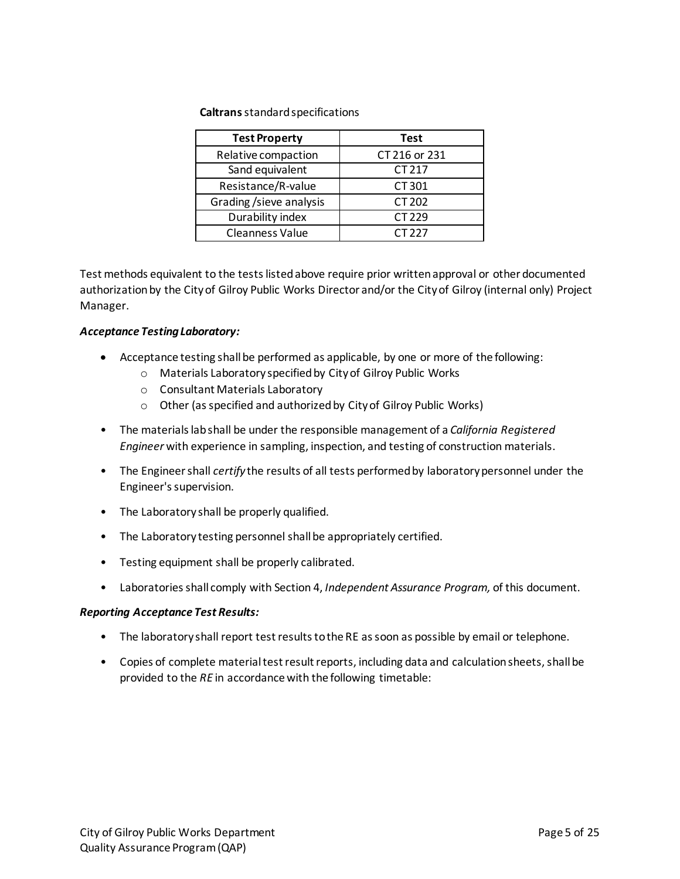**Caltrans** standard specifications

| Test Property | Test |
|---|---|
| Relative compaction | CT 216 or 231 |
| Sand equivalent | CT 217 |
| Resistance/R-value | CT 301 |
| Grading /sieve analysis | CT 202 |
| Durability index | CT 229 |
| Cleanness Value | CT 227 |

Test methods equivalent to the tests listed above require prior written approval or other documented authorization by the City of Gilroy Public Works Director and/or the City of Gilroy (internal only) Project Manager.

***Acceptance Testing Laboratory:***

- Acceptance testing shall be performed as applicable, by one or more of the following:
  - Materials Laboratory specified by City of Gilroy Public Works
  - Consultant Materials Laboratory
  - Other (as specified and authorized by City of Gilroy Public Works)
- The materials lab shall be under the responsible management of a *California Registered Engineer* with experience in sampling, inspection, and testing of construction materials.
- The Engineer shall *certify* the results of all tests performed by laboratory personnel under the Engineer's supervision.
- The Laboratory shall be properly qualified.
- The Laboratory testing personnel shall be appropriately certified.
- Testing equipment shall be properly calibrated.
- Laboratories shall comply with Section 4, *Independent Assurance Program,* of this document.

***Reporting Acceptance Test Results:***

- The laboratory shall report test results to the RE as soon as possible by email or telephone.
- Copies of complete material test result reports, including data and calculation sheets, shall be provided to the *RE* in accordance with the following timetable: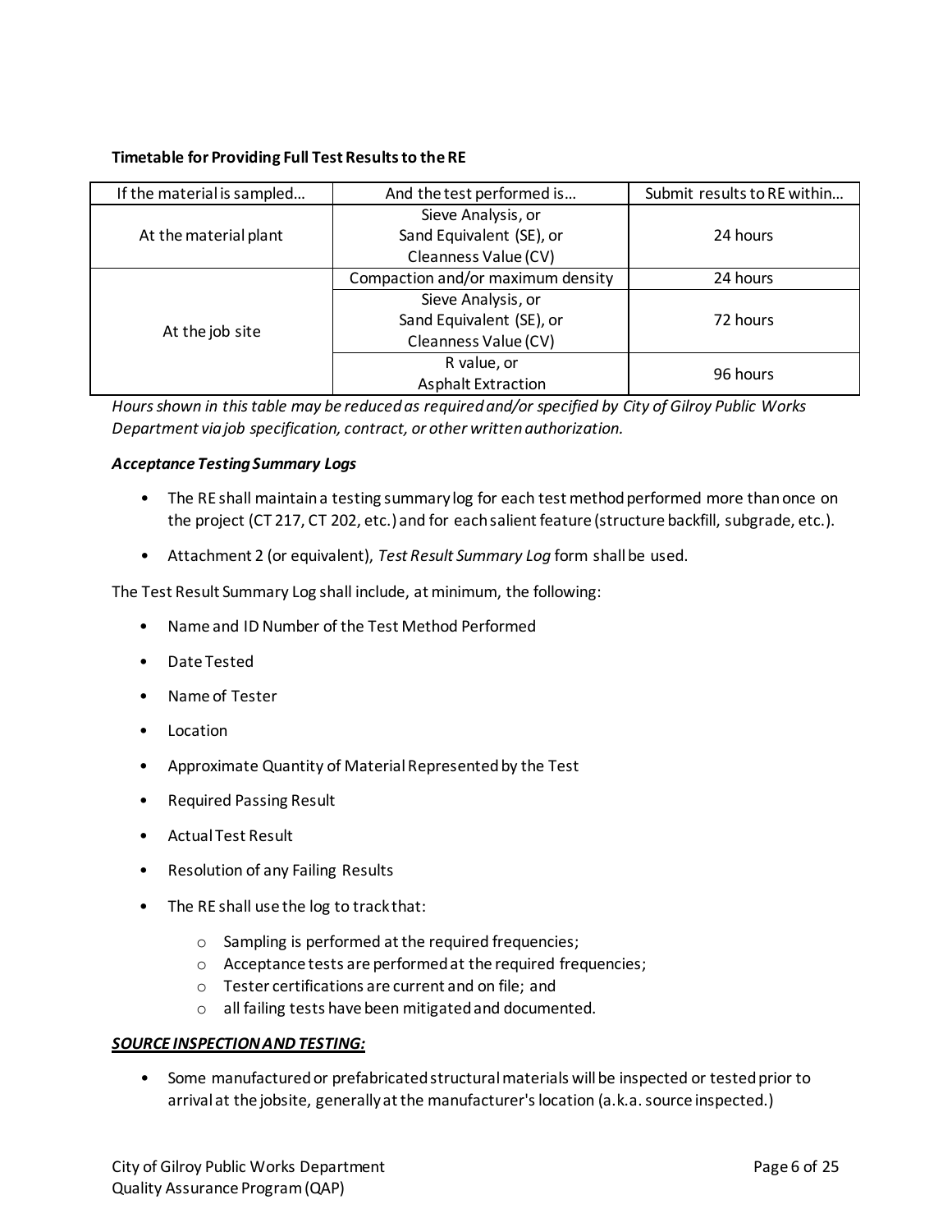**Timetable for Providing Full Test Results to the RE**

| If the material is sampled… | And the test performed is… | Submit results to RE within… |
|---|---|---|
| At the material plant | Sieve Analysis, or Sand Equivalent (SE), or Cleanness Value (CV) | 24 hours |
| At the job site | Compaction and/or maximum density | 24 hours |
| | Sieve Analysis, or Sand Equivalent (SE), or Cleanness Value (CV) | 72 hours |
| | R value, or Asphalt Extraction | 96 hours |

*Hours shown in this table may be reduced as required and/or specified by City of Gilroy Public Works Department via job specification, contract, or other written authorization.*

***Acceptance Testing Summary Logs***

- The RE shall maintain a testing summary log for each test method performed more than once on the project (CT 217, CT 202, etc.) and for each salient feature (structure backfill, subgrade, etc.).
- Attachment 2 (or equivalent), *Test Result Summary Log* form shall be used.

The Test Result Summary Log shall include, at minimum, the following:

- Name and ID Number of the Test Method Performed
- Date Tested
- Name of Tester
- Location
- Approximate Quantity of Material Represented by the Test
- Required Passing Result
- Actual Test Result
- Resolution of any Failing Results
- The RE shall use the log to track that:
    - Sampling is performed at the required frequencies;
    - Acceptance tests are performed at the required frequencies;
    - Tester certifications are current and on file; and
    - all failing tests have been mitigated and documented.

***<u>SOURCE INSPECTION AND TESTING:</u>***

- Some manufactured or prefabricated structural materials will be inspected or tested prior to arrival at the jobsite, generally at the manufacturer's location (a.k.a. source inspected.)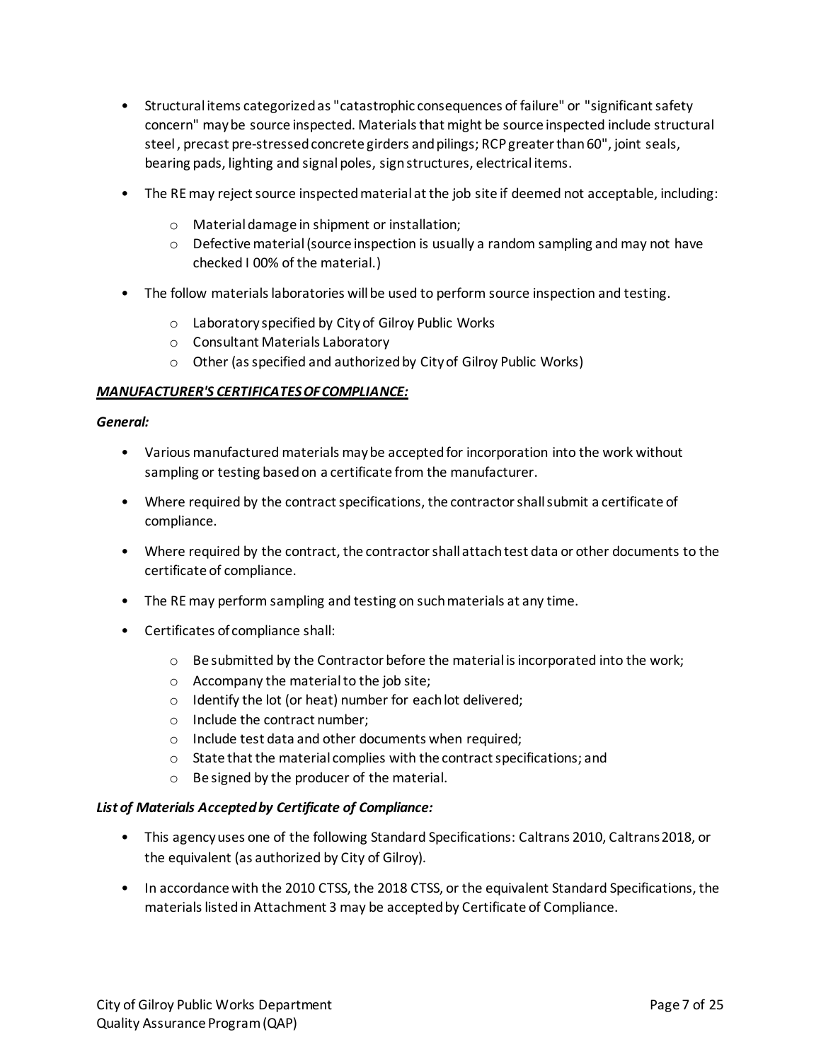- Structural items categorized as "catastrophic consequences of failure" or "significant safety concern" may be source inspected. Materials that might be source inspected include structural steel , precast pre-stressed concrete girders and pilings; RCP greater than 60", joint seals, bearing pads, lighting and signal poles, sign structures, electrical items.

- The RE may reject source inspected material at the job site if deemed not acceptable, including:
  - Material damage in shipment or installation;
  - Defective material (source inspection is usually a random sampling and may not have checked I 00% of the material.)

- The follow materials laboratories will be used to perform source inspection and testing.
  - Laboratory specified by City of Gilroy Public Works
  - Consultant Materials Laboratory
  - Other (as specified and authorized by City of Gilroy Public Works)

***MANUFACTURER'S CERTIFICATES OF COMPLIANCE:***

***General:***

- Various manufactured materials may be accepted for incorporation into the work without sampling or testing based on a certificate from the manufacturer.

- Where required by the contract specifications, the contractor shall submit a certificate of compliance.

- Where required by the contract, the contractor shall attach test data or other documents to the certificate of compliance.

- The RE may perform sampling and testing on such materials at any time.

- Certificates of compliance shall:
  - Be submitted by the Contractor before the material is incorporated into the work;
  - Accompany the material to the job site;
  - Identify the lot (or heat) number for each lot delivered;
  - Include the contract number;
  - Include test data and other documents when required;
  - State that the material complies with the contract specifications; and
  - Be signed by the producer of the material.

***List of Materials Accepted by Certificate of Compliance:***

- This agency uses one of the following Standard Specifications: Caltrans 2010, Caltrans 2018, or the equivalent (as authorized by City of Gilroy).

- In accordance with the 2010 CTSS, the 2018 CTSS, or the equivalent Standard Specifications, the materials listed in Attachment 3 may be accepted by Certificate of Compliance.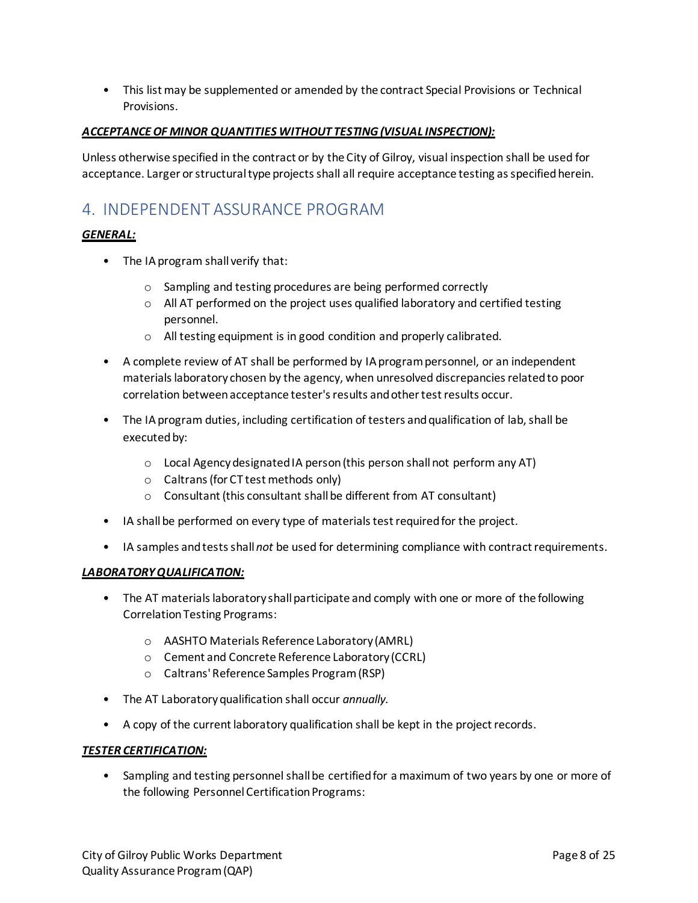- This list may be supplemented or amended by the contract Special Provisions or Technical Provisions.

***ACCEPTANCE OF MINOR QUANTITIES WITHOUT TESTING (VISUAL INSPECTION):***

Unless otherwise specified in the contract or by the City of Gilroy, visual inspection shall be used for acceptance. Larger or structural type projects shall all require acceptance testing as specified herein.

## 4. INDEPENDENT ASSURANCE PROGRAM

***GENERAL:***

- The IA program shall verify that:
  - Sampling and testing procedures are being performed correctly
  - All AT performed on the project uses qualified laboratory and certified testing personnel.
  - All testing equipment is in good condition and properly calibrated.
- A complete review of AT shall be performed by IA program personnel, or an independent materials laboratory chosen by the agency, when unresolved discrepancies related to poor correlation between acceptance tester's results and other test results occur.
- The IA program duties, including certification of testers and qualification of lab, shall be executed by:
  - Local Agency designated IA person (this person shall not perform any AT)
  - Caltrans (for CT test methods only)
  - Consultant (this consultant shall be different from AT consultant)
- IA shall be performed on every type of materials test required for the project.
- IA samples and tests shall *not* be used for determining compliance with contract requirements.

***LABORATORY QUALIFICATION:***

- The AT materials laboratory shall participate and comply with one or more of the following Correlation Testing Programs:
  - AASHTO Materials Reference Laboratory (AMRL)
  - Cement and Concrete Reference Laboratory (CCRL)
  - Caltrans' Reference Samples Program (RSP)
- The AT Laboratory qualification shall occur *annually.*
- A copy of the current laboratory qualification shall be kept in the project records.

***TESTER CERTIFICATION:***

- Sampling and testing personnel shall be certified for a maximum of two years by one or more of the following Personnel Certification Programs: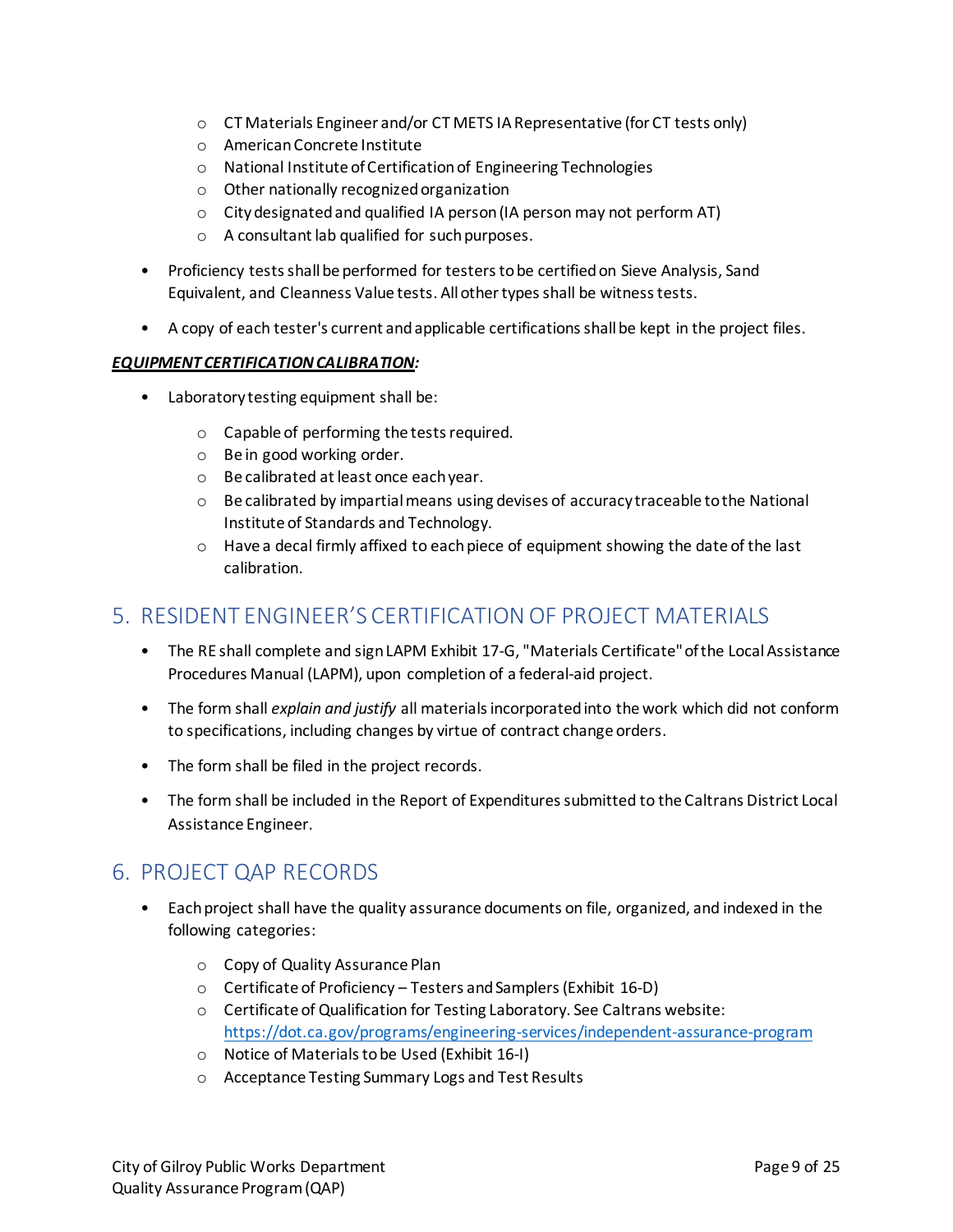- CT Materials Engineer and/or CT METS IA Representative (for CT tests only)
  - American Concrete Institute
  - National Institute of Certification of Engineering Technologies
  - Other nationally recognized organization
  - City designated and qualified IA person (IA person may not perform AT)
  - A consultant lab qualified for such purposes.

- Proficiency tests shall be performed for testers to be certified on Sieve Analysis, Sand Equivalent, and Cleanness Value tests. All other types shall be witness tests.

- A copy of each tester's current and applicable certifications shall be kept in the project files.

***EQUIPMENT CERTIFICATION CALIBRATION:***

- Laboratory testing equipment shall be:

  - Capable of performing the tests required.
  - Be in good working order.
  - Be calibrated at least once each year.
  - Be calibrated by impartial means using devises of accuracy traceable to the National Institute of Standards and Technology.
  - Have a decal firmly affixed to each piece of equipment showing the date of the last calibration.

## 5. RESIDENT ENGINEER'S CERTIFICATION OF PROJECT MATERIALS

- The RE shall complete and sign LAPM Exhibit 17-G, "Materials Certificate" of the Local Assistance Procedures Manual (LAPM), upon completion of a federal-aid project.

- The form shall *explain and justify* all materials incorporated into the work which did not conform to specifications, including changes by virtue of contract change orders.

- The form shall be filed in the project records.

- The form shall be included in the Report of Expenditures submitted to the Caltrans District Local Assistance Engineer.

## 6. PROJECT QAP RECORDS

- Each project shall have the quality assurance documents on file, organized, and indexed in the following categories:

  - Copy of Quality Assurance Plan
  - Certificate of Proficiency – Testers and Samplers (Exhibit 16-D)
  - Certificate of Qualification for Testing Laboratory. See Caltrans website: https://dot.ca.gov/programs/engineering-services/independent-assurance-program
  - Notice of Materials to be Used (Exhibit 16-I)
  - Acceptance Testing Summary Logs and Test Results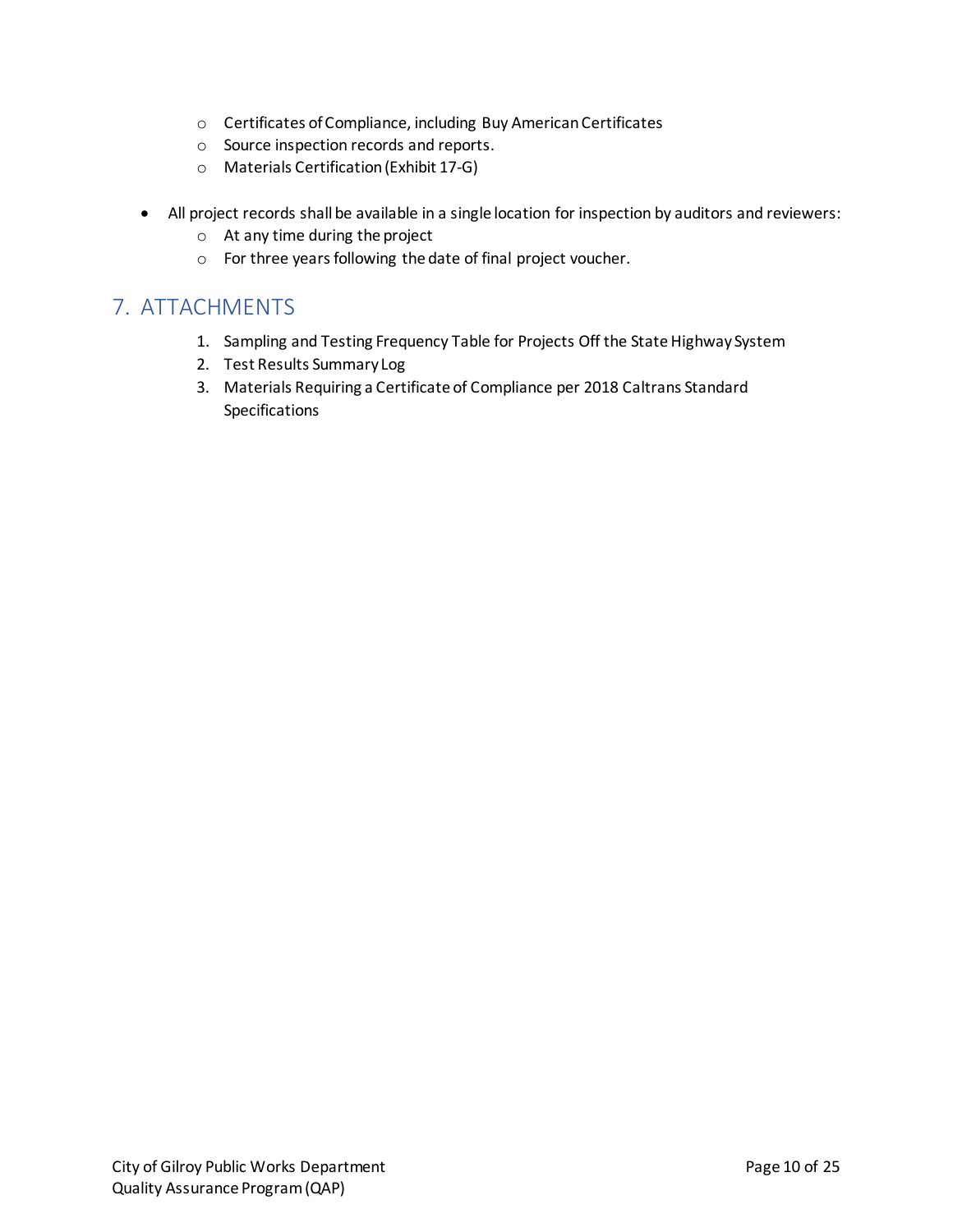- Certificates of Compliance, including Buy American Certificates
  - Source inspection records and reports.
  - Materials Certification (Exhibit 17-G)

- All project records shall be available in a single location for inspection by auditors and reviewers:
  - At any time during the project
  - For three years following the date of final project voucher.

## 7. ATTACHMENTS

1. Sampling and Testing Frequency Table for Projects Off the State Highway System
2. Test Results Summary Log
3. Materials Requiring a Certificate of Compliance per 2018 Caltrans Standard Specifications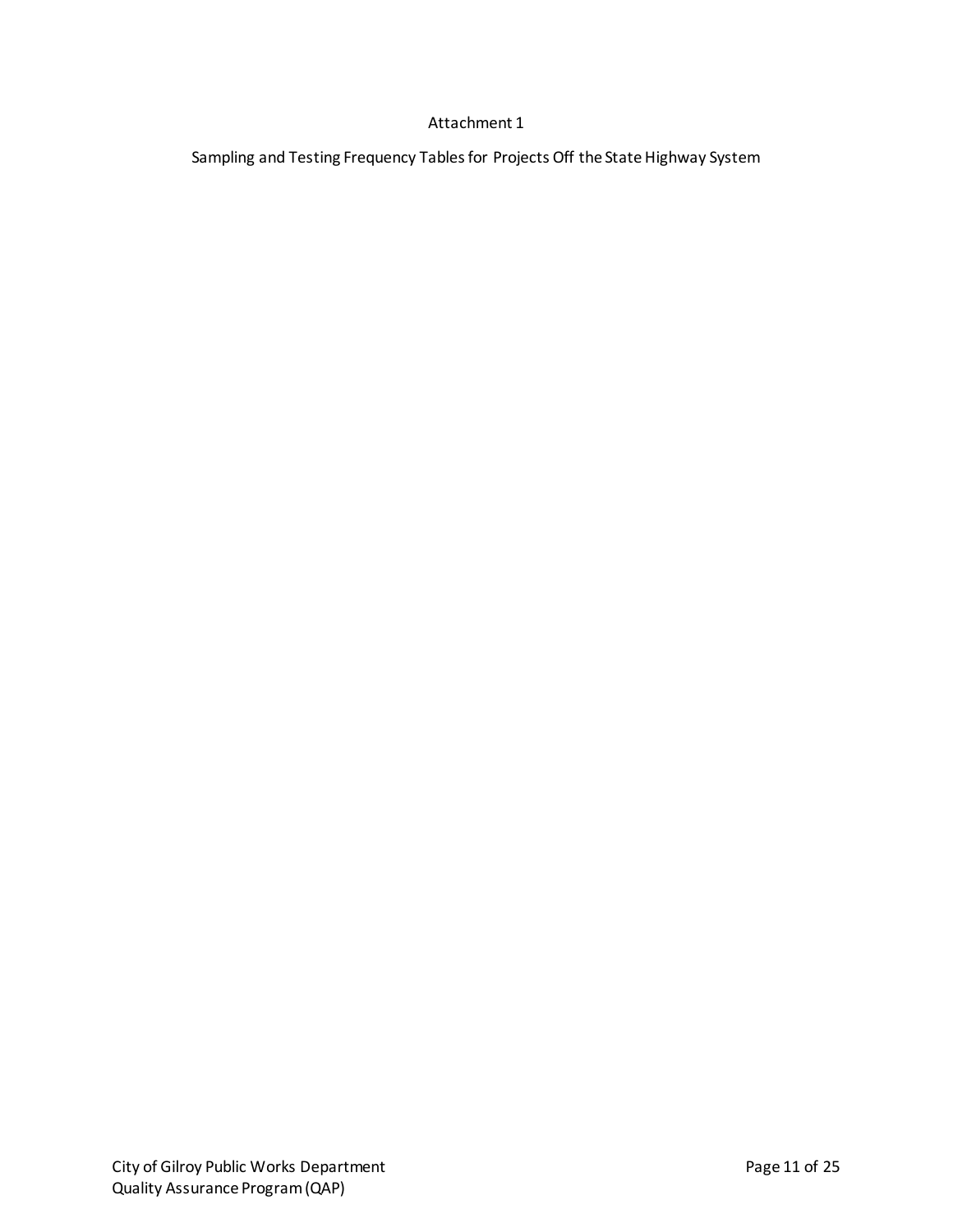# Attachment 1

## Sampling and Testing Frequency Tables for Projects Off the State Highway System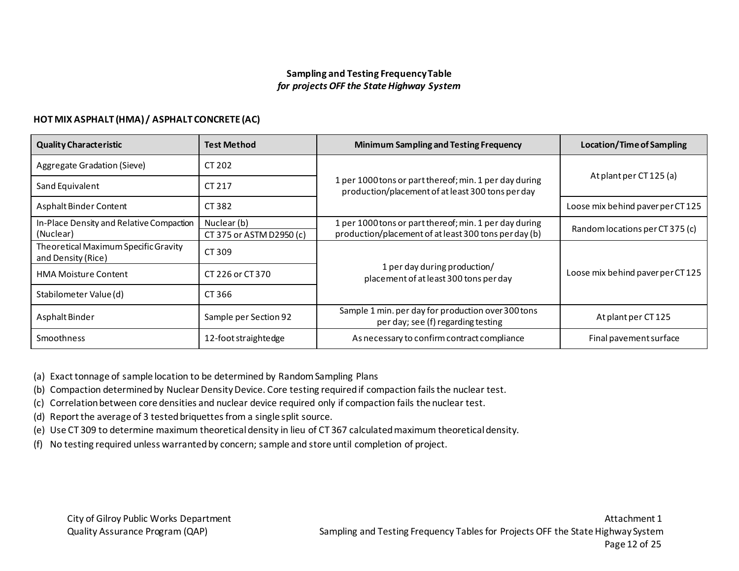**Sampling and Testing Frequency Table**
*for projects OFF the State Highway System*

**HOT MIX ASPHALT (HMA) / ASPHALT CONCRETE (AC)**

| Quality Characteristic | Test Method | Minimum Sampling and Testing Frequency | Location/Time of Sampling |
|---|---|---|---|
| Aggregate Gradation (Sieve) | CT 202 | 1 per 1000 tons or part thereof; min. 1 per day during production/placement of at least 300 tons per day | At plant per CT 125 (a) |
| Sand Equivalent | CT 217 | | |
| Asphalt Binder Content | CT 382 | | Loose mix behind paver per CT 125 |
| In-Place Density and Relative Compaction (Nuclear) | Nuclear (b)<br>CT 375 or ASTM D2950 (c) | 1 per 1000 tons or part thereof; min. 1 per day during production/placement of at least 300 tons per day (b) | Random locations per CT 375 (c) |
| Theoretical Maximum Specific Gravity and Density (Rice) | CT 309 | 1 per day during production/ placement of at least 300 tons per day | Loose mix behind paver per CT 125 |
| HMA Moisture Content | CT 226 or CT 370 | | |
| Stabilometer Value (d) | CT 366 | | |
| Asphalt Binder | Sample per Section 92 | Sample 1 min. per day for production over 300 tons per day; see (f) regarding testing | At plant per CT 125 |
| Smoothness | 12-foot straightedge | As necessary to confirm contract compliance | Final pavement surface |

(a) Exact tonnage of sample location to be determined by Random Sampling Plans
(b) Compaction determined by Nuclear Density Device. Core testing required if compaction fails the nuclear test.
(c) Correlation between core densities and nuclear device required only if compaction fails the nuclear test.
(d) Report the average of 3 tested briquettes from a single split source.
(e) Use CT 309 to determine maximum theoretical density in lieu of CT 367 calculated maximum theoretical density.
(f) No testing required unless warranted by concern; sample and store until completion of project.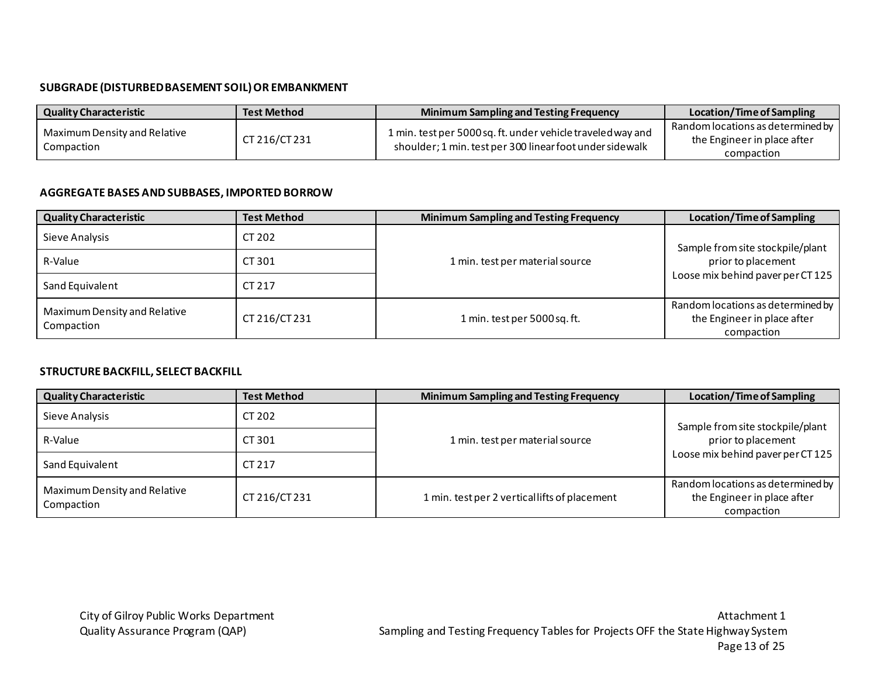**SUBGRADE (DISTURBED BASEMENT SOIL) OR EMBANKMENT**

| Quality Characteristic | Test Method | Minimum Sampling and Testing Frequency | Location/Time of Sampling |
|---|---|---|---|
| Maximum Density and Relative Compaction | CT 216/CT 231 | 1 min. test per 5000 sq. ft. under vehicle traveled way and shoulder; 1 min. test per 300 linear foot under sidewalk | Random locations as determined by the Engineer in place after compaction |

**AGGREGATE BASES AND SUBBASES, IMPORTED BORROW**

| Quality Characteristic | Test Method | Minimum Sampling and Testing Frequency | Location/Time of Sampling |
|---|---|---|---|
| Sieve Analysis | CT 202 | 1 min. test per material source | Sample from site stockpile/plant prior to placement<br>Loose mix behind paver per CT 125 |
| R-Value | CT 301 | | |
| Sand Equivalent | CT 217 | | |
| Maximum Density and Relative Compaction | CT 216/CT 231 | 1 min. test per 5000 sq. ft. | Random locations as determined by the Engineer in place after compaction |

**STRUCTURE BACKFILL, SELECT BACKFILL**

| Quality Characteristic | Test Method | Minimum Sampling and Testing Frequency | Location/Time of Sampling |
|---|---|---|---|
| Sieve Analysis | CT 202 | 1 min. test per material source | Sample from site stockpile/plant prior to placement<br>Loose mix behind paver per CT 125 |
| R-Value | CT 301 | | |
| Sand Equivalent | CT 217 | | |
| Maximum Density and Relative Compaction | CT 216/CT 231 | 1 min. test per 2 vertical lifts of placement | Random locations as determined by the Engineer in place after compaction |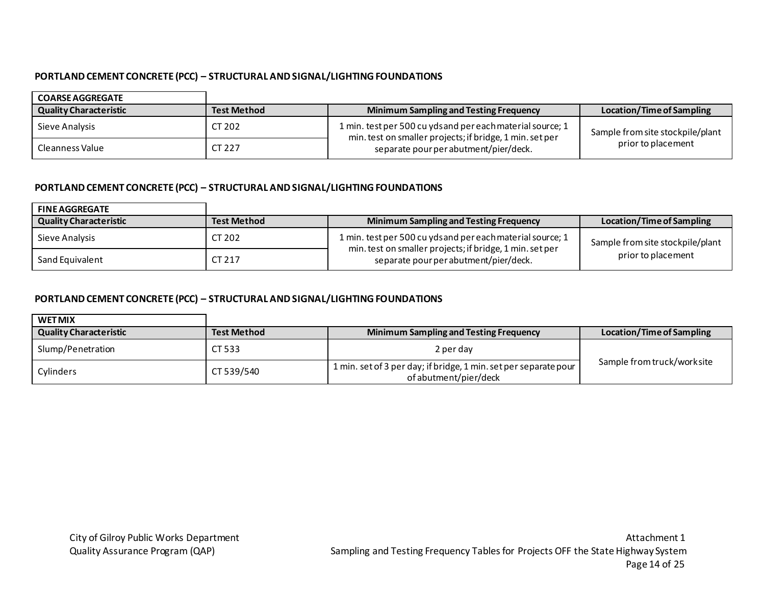**PORTLAND CEMENT CONCRETE (PCC) – STRUCTURAL AND SIGNAL/LIGHTING FOUNDATIONS**

| **COARSE AGGREGATE** | | | |
|---|---|---|---|
| **Quality Characteristic** | **Test Method** | **Minimum Sampling and Testing Frequency** | **Location/Time of Sampling** |
| Sieve Analysis | CT 202 | 1 min. test per 500 cu yds and per each material source; 1 min. test on smaller projects; if bridge, 1 min. set per separate pour per abutment/pier/deck. | Sample from site stockpile/plant prior to placement |
| Cleanness Value | CT 227 | | |

**PORTLAND CEMENT CONCRETE (PCC) – STRUCTURAL AND SIGNAL/LIGHTING FOUNDATIONS**

| **FINE AGGREGATE** | | | |
|---|---|---|---|
| **Quality Characteristic** | **Test Method** | **Minimum Sampling and Testing Frequency** | **Location/Time of Sampling** |
| Sieve Analysis | CT 202 | 1 min. test per 500 cu yds and per each material source; 1 min. test on smaller projects; if bridge, 1 min. set per separate pour per abutment/pier/deck. | Sample from site stockpile/plant prior to placement |
| Sand Equivalent | CT 217 | | |

**PORTLAND CEMENT CONCRETE (PCC) – STRUCTURAL AND SIGNAL/LIGHTING FOUNDATIONS**

| **WET MIX** | | | |
|---|---|---|---|
| **Quality Characteristic** | **Test Method** | **Minimum Sampling and Testing Frequency** | **Location/Time of Sampling** |
| Slump/Penetration | CT 533 | 2 per day | Sample from truck/worksite |
| Cylinders | CT 539/540 | 1 min. set of 3 per day; if bridge, 1 min. set per separate pour of abutment/pier/deck | |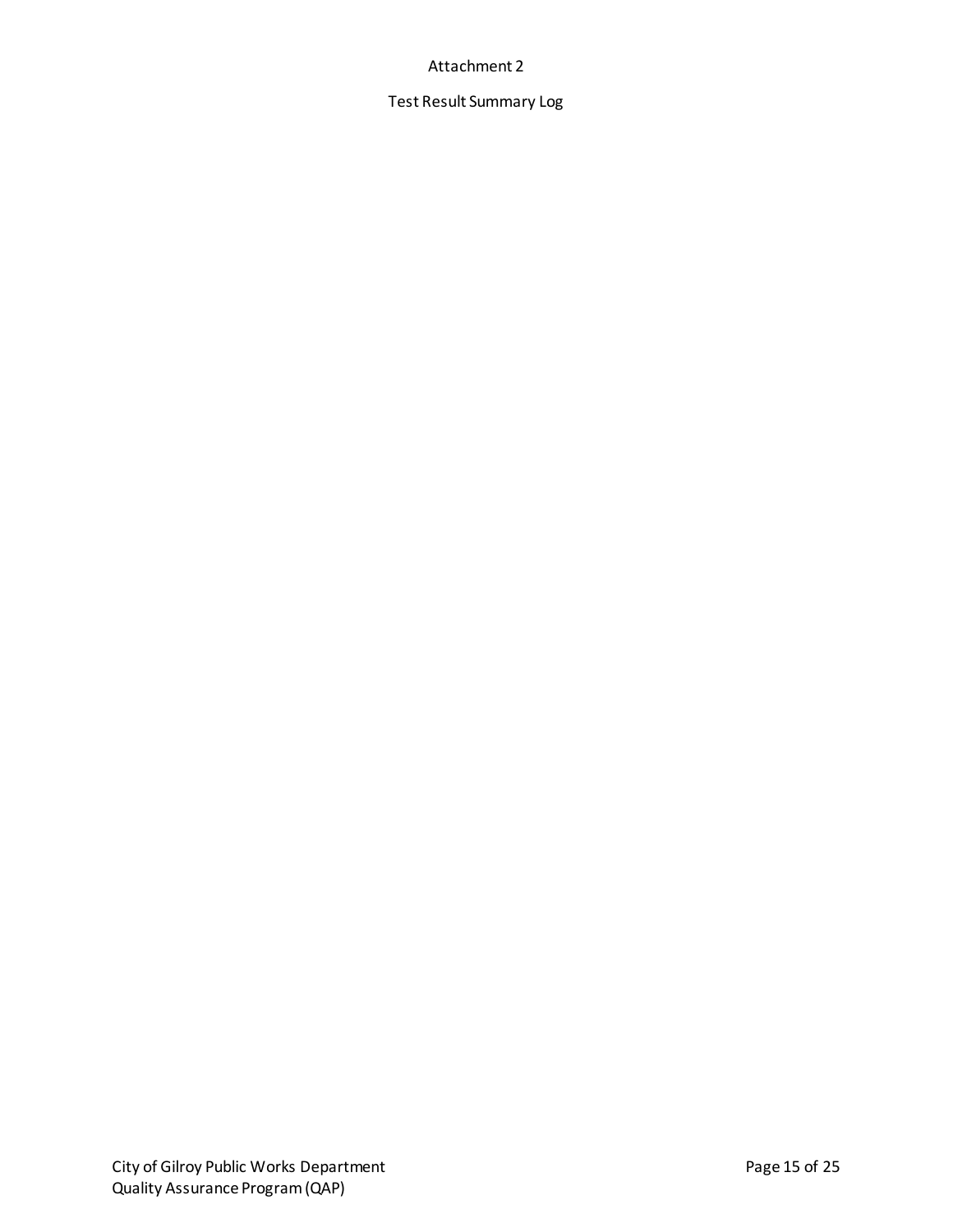# Attachment 2

## Test Result Summary Log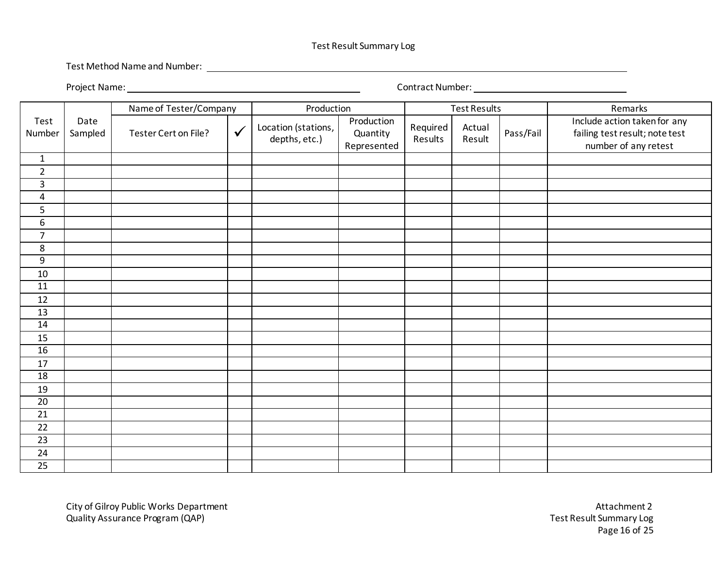Test Result Summary Log

Test Method Name and Number: ______________________________

Project Name: ______________________________ Contract Number: ______________________________

| Test Number | Date Sampled | Name of Tester/Company | | Production | | Test Results | | | Remarks |
|---|---|---|---|---|---|---|---|---|---|
| | | Tester Cert on File? | ✓ | Location (stations, depths, etc.) | Production Quantity Represented | Required Results | Actual Result | Pass/Fail | Include action taken for any failing test result; note test number of any retest |
| 1 | | | | | | | | | |
| 2 | | | | | | | | | |
| 3 | | | | | | | | | |
| 4 | | | | | | | | | |
| 5 | | | | | | | | | |
| 6 | | | | | | | | | |
| 7 | | | | | | | | | |
| 8 | | | | | | | | | |
| 9 | | | | | | | | | |
| 10 | | | | | | | | | |
| 11 | | | | | | | | | |
| 12 | | | | | | | | | |
| 13 | | | | | | | | | |
| 14 | | | | | | | | | |
| 15 | | | | | | | | | |
| 16 | | | | | | | | | |
| 17 | | | | | | | | | |
| 18 | | | | | | | | | |
| 19 | | | | | | | | | |
| 20 | | | | | | | | | |
| 21 | | | | | | | | | |
| 22 | | | | | | | | | |
| 23 | | | | | | | | | |
| 24 | | | | | | | | | |
| 25 | | | | | | | | | |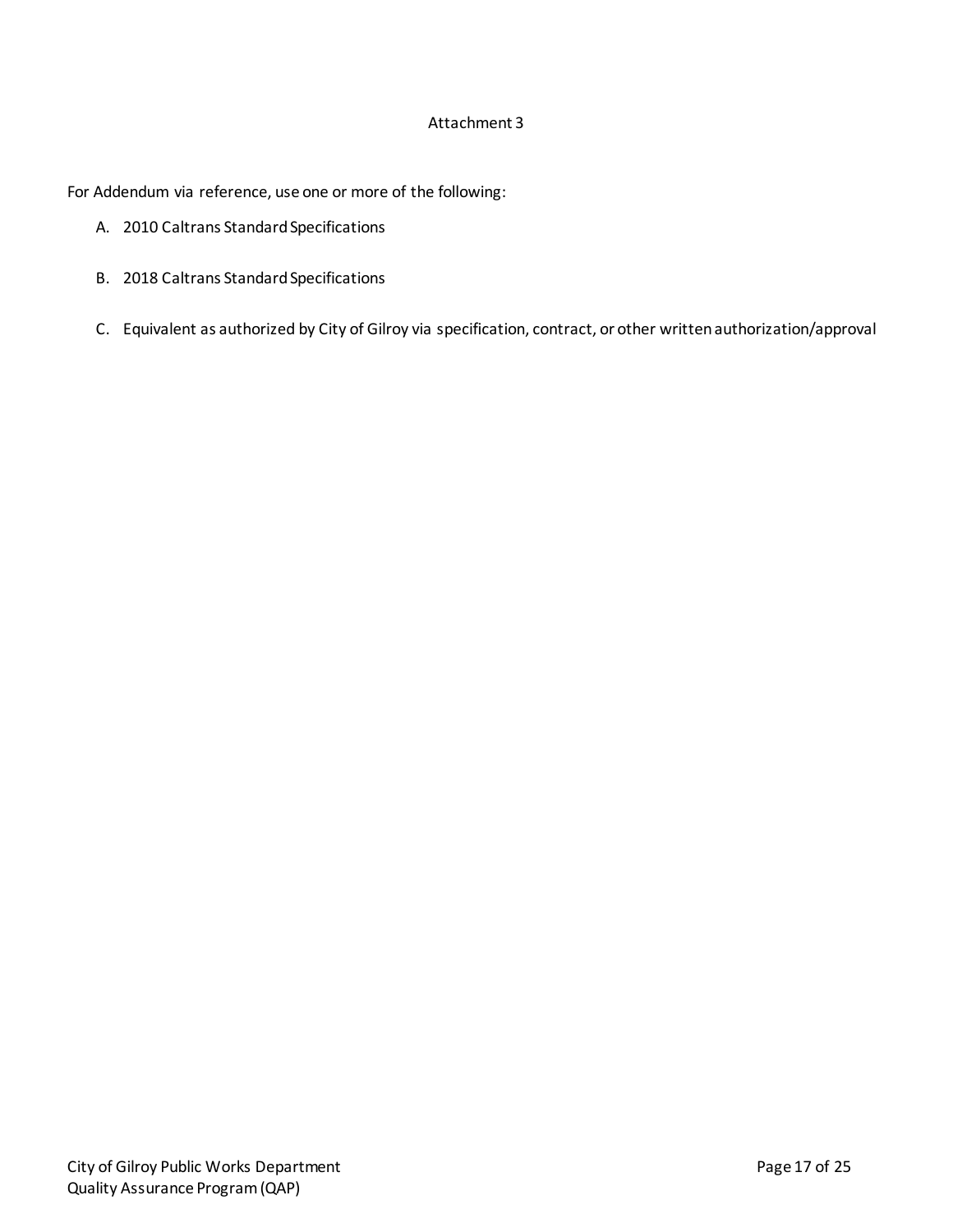Attachment 3

For Addendum via reference, use one or more of the following:

A. 2010 Caltrans Standard Specifications

B. 2018 Caltrans Standard Specifications

C. Equivalent as authorized by City of Gilroy via specification, contract, or other written authorization/approval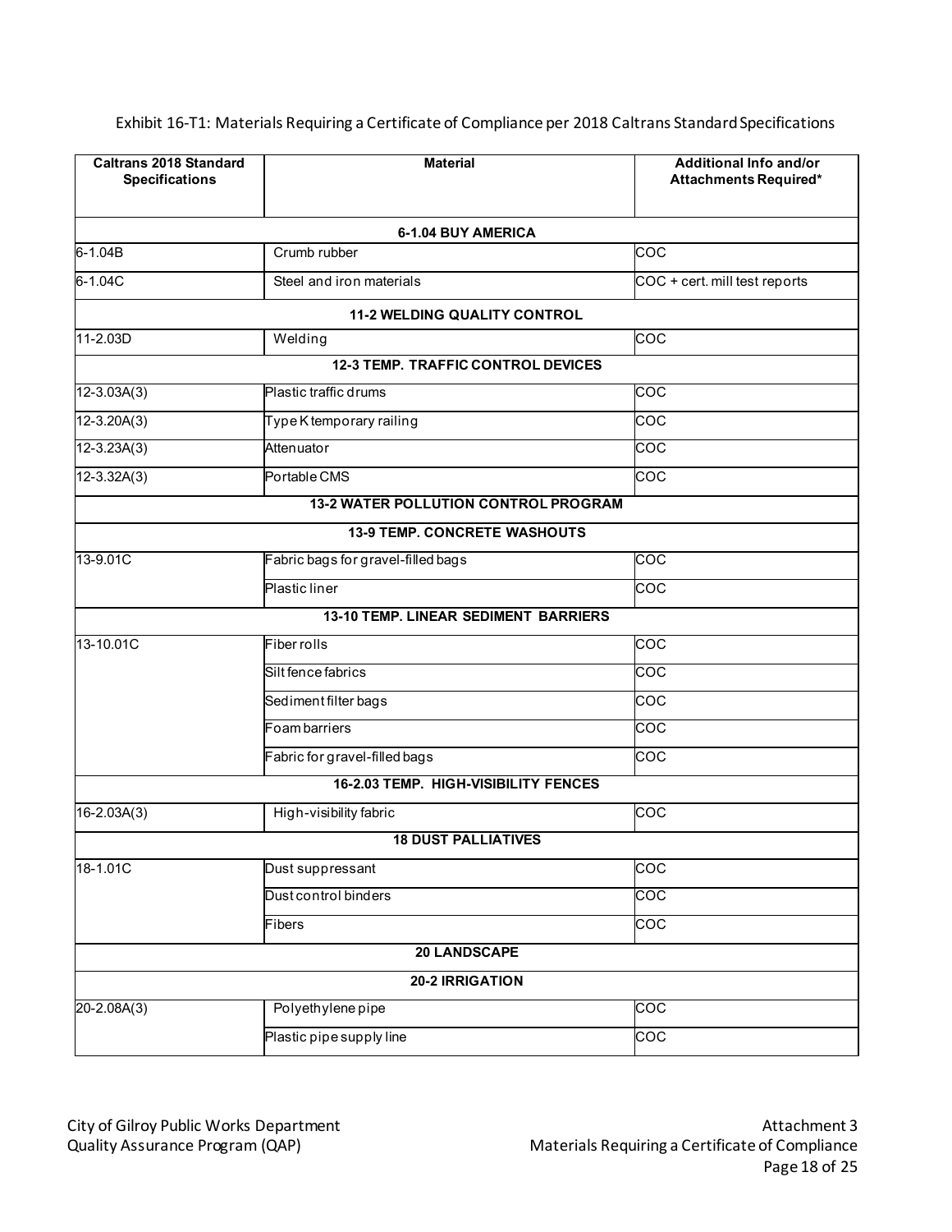Exhibit 16-T1: Materials Requiring a Certificate of Compliance per 2018 Caltrans Standard Specifications

| Caltrans 2018 Standard Specifications | Material | Additional Info and/or Attachments Required* |
|---|---|---|
| **6-1.04 BUY AMERICA** | | |
| 6-1.04B | Crumb rubber | COC |
| 6-1.04C | Steel and iron materials | COC + cert. mill test reports |
| **11-2 WELDING QUALITY CONTROL** | | |
| 11-2.03D | Welding | COC |
| **12-3 TEMP. TRAFFIC CONTROL DEVICES** | | |
| 12-3.03A(3) | Plastic traffic drums | COC |
| 12-3.20A(3) | Type K temporary railing | COC |
| 12-3.23A(3) | Attenuator | COC |
| 12-3.32A(3) | Portable CMS | COC |
| **13-2 WATER POLLUTION CONTROL PROGRAM** | | |
| **13-9 TEMP. CONCRETE WASHOUTS** | | |
| 13-9.01C | Fabric bags for gravel-filled bags | COC |
| | Plastic liner | COC |
| **13-10 TEMP. LINEAR SEDIMENT BARRIERS** | | |
| 13-10.01C | Fiber rolls | COC |
| | Silt fence fabrics | COC |
| | Sediment filter bags | COC |
| | Foam barriers | COC |
| | Fabric for gravel-filled bags | COC |
| **16-2.03 TEMP. HIGH-VISIBILITY FENCES** | | |
| 16-2.03A(3) | High-visibility fabric | COC |
| **18 DUST PALLIATIVES** | | |
| 18-1.01C | Dust suppressant | COC |
| | Dust control binders | COC |
| | Fibers | COC |
| **20 LANDSCAPE** | | |
| **20-2 IRRIGATION** | | |
| 20-2.08A(3) | Polyethylene pipe | COC |
| | Plastic pipe supply line | COC |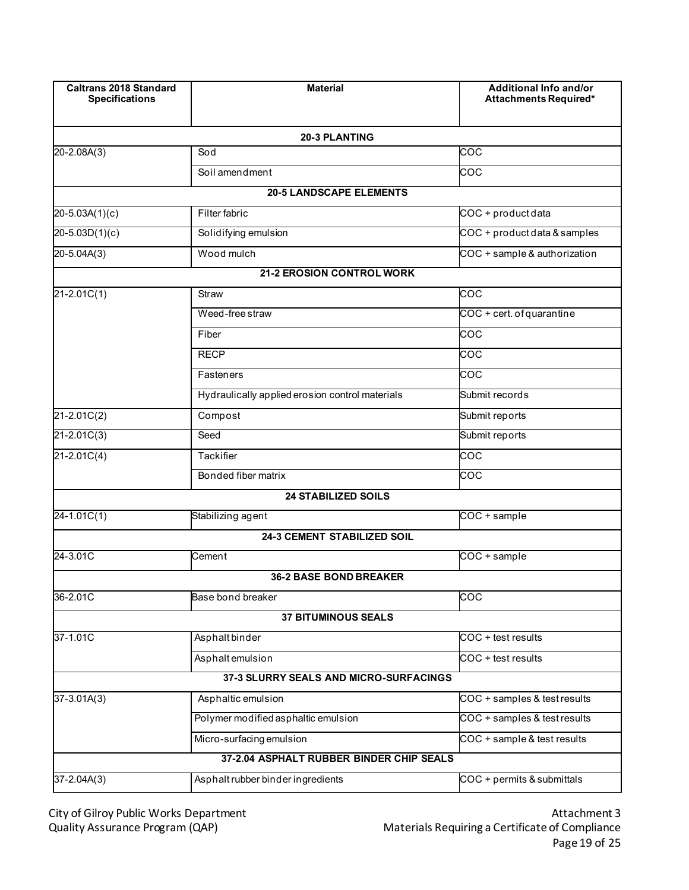| Caltrans 2018 Standard Specifications | Material | Additional Info and/or Attachments Required* |
|---|---|---|
| | **20-3 PLANTING** | |
| 20-2.08A(3) | Sod | COC |
| | Soil amendment | COC |
| | **20-5 LANDSCAPE ELEMENTS** | |
| 20-5.03A(1)(c) | Filter fabric | COC + product data |
| 20-5.03D(1)(c) | Solidifying emulsion | COC + product data & samples |
| 20-5.04A(3) | Wood mulch | COC + sample & authorization |
| | **21-2 EROSION CONTROL WORK** | |
| 21-2.01C(1) | Straw | COC |
| | Weed-free straw | COC + cert. of quarantine |
| | Fiber | COC |
| | RECP | COC |
| | Fasteners | COC |
| | Hydraulically applied erosion control materials | Submit records |
| 21-2.01C(2) | Compost | Submit reports |
| 21-2.01C(3) | Seed | Submit reports |
| 21-2.01C(4) | Tackifier | COC |
| | Bonded fiber matrix | COC |
| | **24 STABILIZED SOILS** | |
| 24-1.01C(1) | Stabilizing agent | COC + sample |
| | **24-3 CEMENT STABILIZED SOIL** | |
| 24-3.01C | Cement | COC + sample |
| | **36-2 BASE BOND BREAKER** | |
| 36-2.01C | Base bond breaker | COC |
| | **37 BITUMINOUS SEALS** | |
| 37-1.01C | Asphalt binder | COC + test results |
| | Asphalt emulsion | COC + test results |
| | **37-3 SLURRY SEALS AND MICRO-SURFACINGS** | |
| 37-3.01A(3) | Asphaltic emulsion | COC + samples & test results |
| | Polymer modified asphaltic emulsion | COC + samples & test results |
| | Micro-surfacing emulsion | COC + sample & test results |
| | **37-2.04 ASPHALT RUBBER BINDER CHIP SEALS** | |
| 37-2.04A(3) | Asphalt rubber binder ingredients | COC + permits & submittals |

City of Gilroy Public Works Department
Quality Assurance Program (QAP)

Attachment 3
Materials Requiring a Certificate of Compliance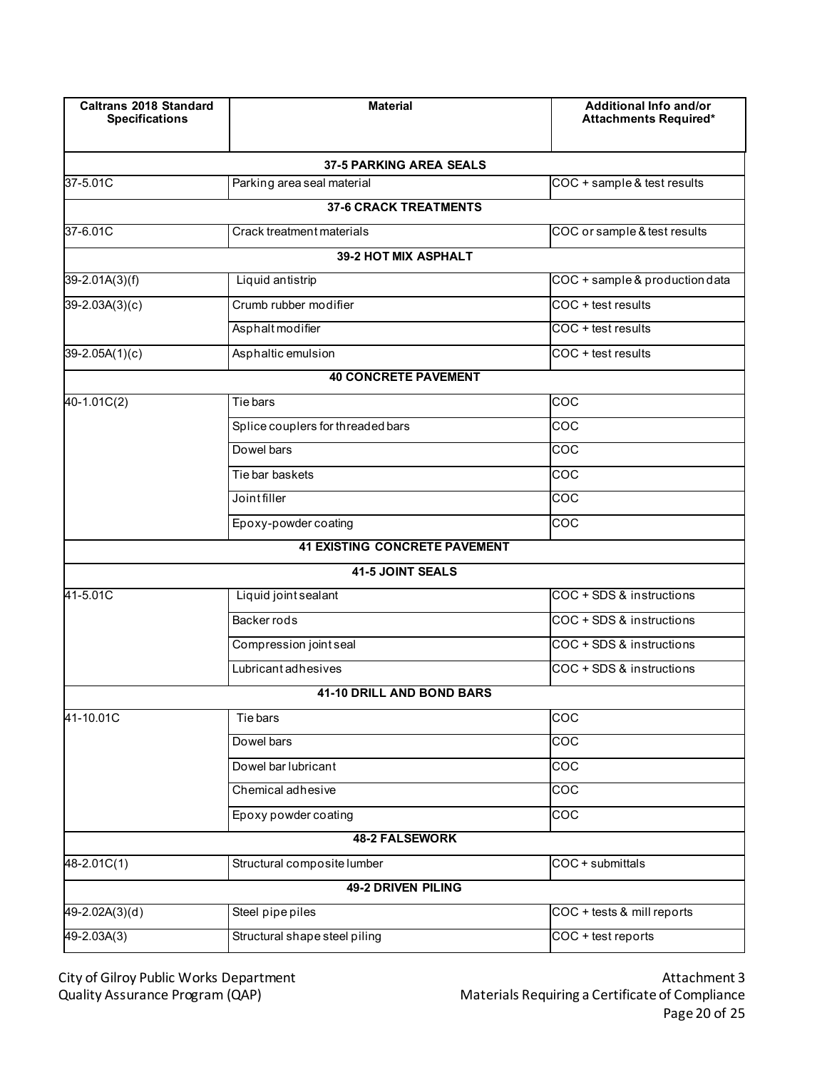| Caltrans 2018 Standard Specifications | Material | Additional Info and/or Attachments Required* |
|---|---|---|
| | **37-5 PARKING AREA SEALS** | |
| 37-5.01C | Parking area seal material | COC + sample & test results |
| | **37-6 CRACK TREATMENTS** | |
| 37-6.01C | Crack treatment materials | COC or sample & test results |
| | **39-2 HOT MIX ASPHALT** | |
| 39-2.01A(3)(f) | Liquid antistrip | COC + sample & production data |
| 39-2.03A(3)(c) | Crumb rubber modifier | COC + test results |
| | Asphalt modifier | COC + test results |
| 39-2.05A(1)(c) | Asphaltic emulsion | COC + test results |
| | **40 CONCRETE PAVEMENT** | |
| 40-1.01C(2) | Tie bars | COC |
| | Splice couplers for threaded bars | COC |
| | Dowel bars | COC |
| | Tie bar baskets | COC |
| | Joint filler | COC |
| | Epoxy-powder coating | COC |
| | **41 EXISTING CONCRETE PAVEMENT** | |
| | **41-5 JOINT SEALS** | |
| 41-5.01C | Liquid joint sealant | COC + SDS & instructions |
| | Backer rods | COC + SDS & instructions |
| | Compression joint seal | COC + SDS & instructions |
| | Lubricant adhesives | COC + SDS & instructions |
| | **41-10 DRILL AND BOND BARS** | |
| 41-10.01C | Tie bars | COC |
| | Dowel bars | COC |
| | Dowel bar lubricant | COC |
| | Chemical adhesive | COC |
| | Epoxy powder coating | COC |
| | **48-2 FALSEWORK** | |
| 48-2.01C(1) | Structural composite lumber | COC + submittals |
| | **49-2 DRIVEN PILING** | |
| 49-2.02A(3)(d) | Steel pipe piles | COC + tests & mill reports |
| 49-2.03A(3) | Structural shape steel piling | COC + test reports |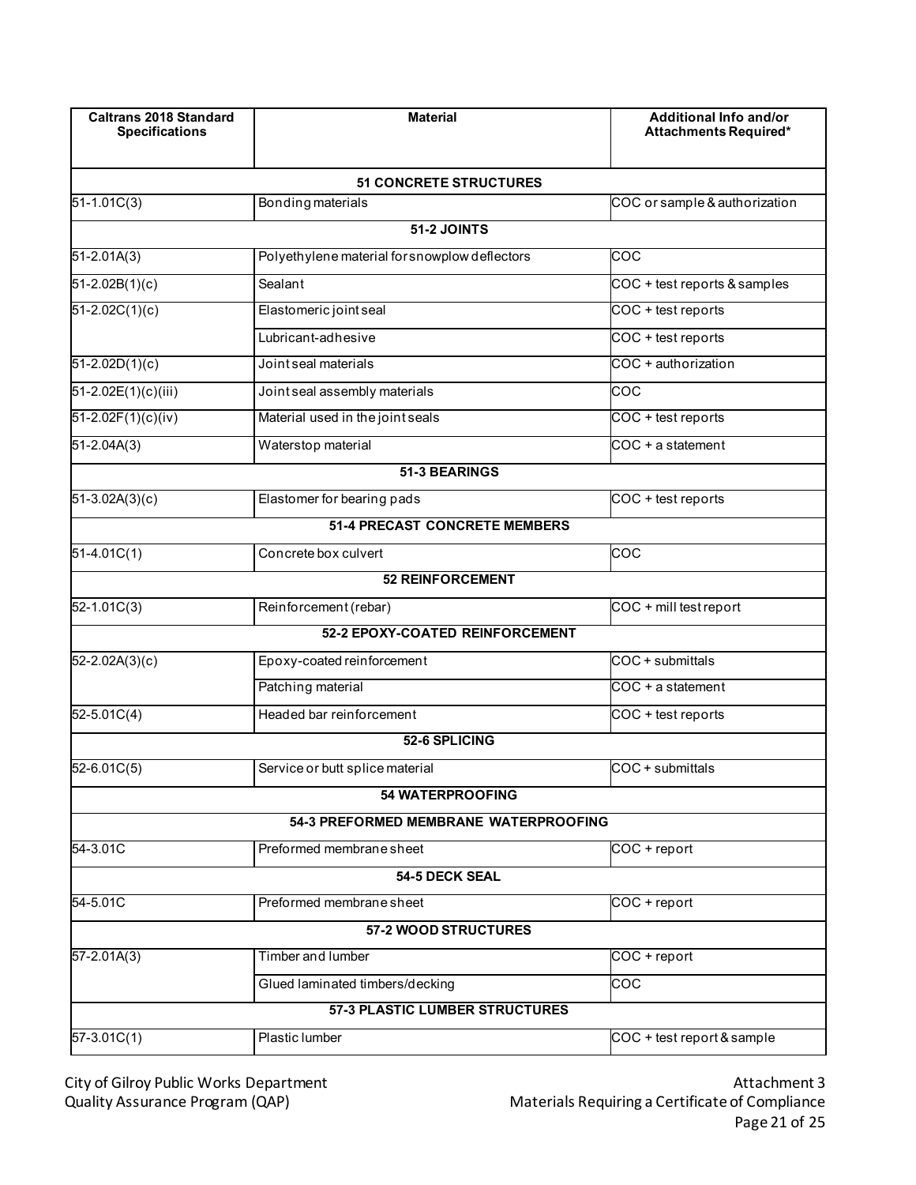| Caltrans 2018 Standard Specifications | Material | Additional Info and/or Attachments Required* |
|---|---|---|
| **51 CONCRETE STRUCTURES** | | |
| 51-1.01C(3) | Bonding materials | COC or sample & authorization |
| **51-2 JOINTS** | | |
| 51-2.01A(3) | Polyethylene material for snowplow deflectors | COC |
| 51-2.02B(1)(c) | Sealant | COC + test reports & samples |
| 51-2.02C(1)(c) | Elastomeric joint seal | COC + test reports |
| | Lubricant-adhesive | COC + test reports |
| 51-2.02D(1)(c) | Joint seal materials | COC + authorization |
| 51-2.02E(1)(c)(iii) | Joint seal assembly materials | COC |
| 51-2.02F(1)(c)(iv) | Material used in the joint seals | COC + test reports |
| 51-2.04A(3) | Waterstop material | COC + a statement |
| **51-3 BEARINGS** | | |
| 51-3.02A(3)(c) | Elastomer for bearing pads | COC + test reports |
| **51-4 PRECAST CONCRETE MEMBERS** | | |
| 51-4.01C(1) | Concrete box culvert | COC |
| **52 REINFORCEMENT** | | |
| 52-1.01C(3) | Reinforcement (rebar) | COC + mill test report |
| **52-2 EPOXY-COATED REINFORCEMENT** | | |
| 52-2.02A(3)(c) | Epoxy-coated reinforcement | COC + submittals |
| | Patching material | COC + a statement |
| 52-5.01C(4) | Headed bar reinforcement | COC + test reports |
| **52-6 SPLICING** | | |
| 52-6.01C(5) | Service or butt splice material | COC + submittals |
| **54 WATERPROOFING** | | |
| **54-3 PREFORMED MEMBRANE WATERPROOFING** | | |
| 54-3.01C | Preformed membrane sheet | COC + report |
| **54-5 DECK SEAL** | | |
| 54-5.01C | Preformed membrane sheet | COC + report |
| **57-2 WOOD STRUCTURES** | | |
| 57-2.01A(3) | Timber and lumber | COC + report |
| | Glued laminated timbers/decking | COC |
| **57-3 PLASTIC LUMBER STRUCTURES** | | |
| 57-3.01C(1) | Plastic lumber | COC + test report & sample |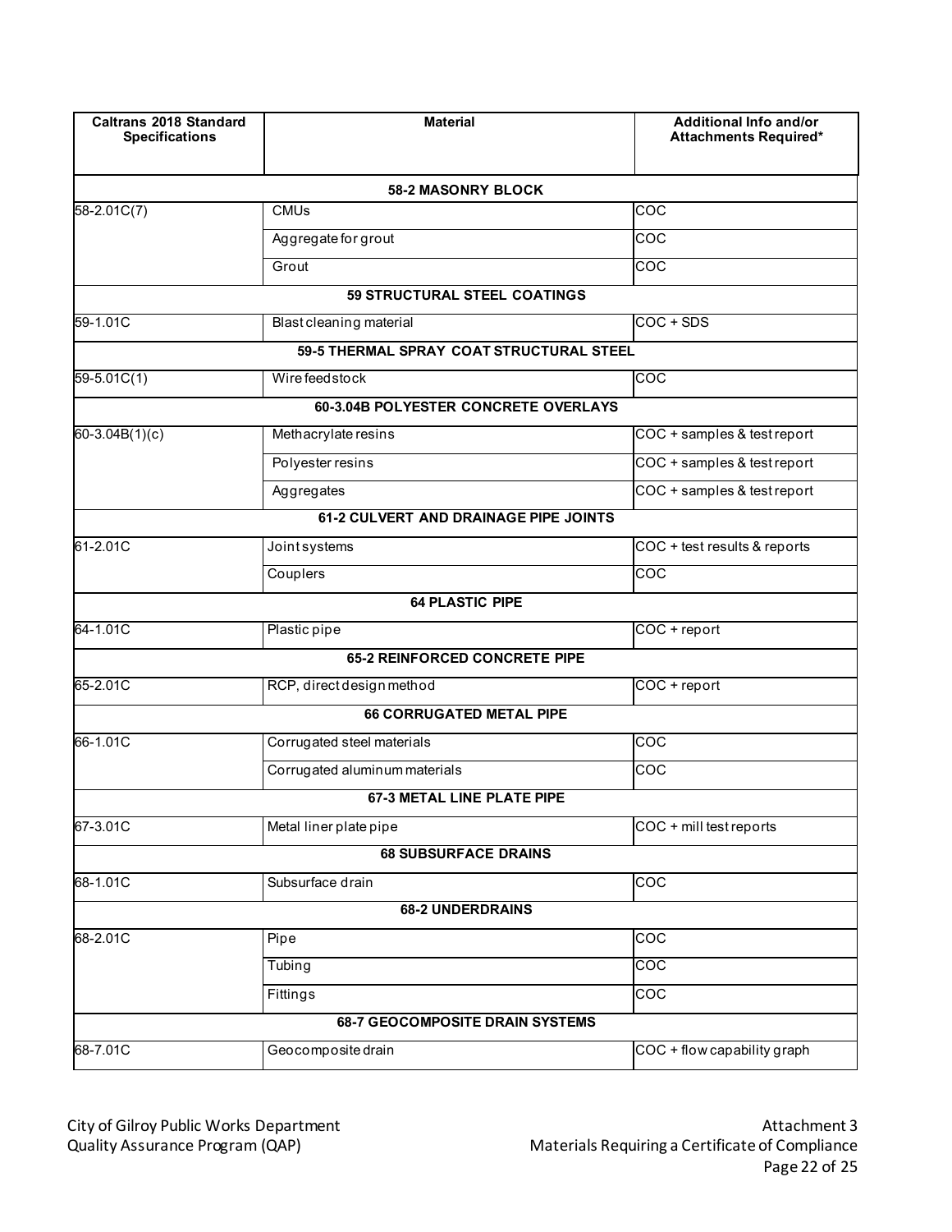| Caltrans 2018 Standard Specifications | Material | Additional Info and/or Attachments Required* |
|---|---|---|
| **58-2 MASONRY BLOCK** | | |
| 58-2.01C(7) | CMUs | COC |
| | Aggregate for grout | COC |
| | Grout | COC |
| **59 STRUCTURAL STEEL COATINGS** | | |
| 59-1.01C | Blast cleaning material | COC + SDS |
| **59-5 THERMAL SPRAY COAT STRUCTURAL STEEL** | | |
| 59-5.01C(1) | Wire feedstock | COC |
| **60-3.04B POLYESTER CONCRETE OVERLAYS** | | |
| 60-3.04B(1)(c) | Methacrylate resins | COC + samples & test report |
| | Polyester resins | COC + samples & test report |
| | Aggregates | COC + samples & test report |
| **61-2 CULVERT AND DRAINAGE PIPE JOINTS** | | |
| 61-2.01C | Joint systems | COC + test results & reports |
| | Couplers | COC |
| **64 PLASTIC PIPE** | | |
| 64-1.01C | Plastic pipe | COC + report |
| **65-2 REINFORCED CONCRETE PIPE** | | |
| 65-2.01C | RCP, direct design method | COC + report |
| **66 CORRUGATED METAL PIPE** | | |
| 66-1.01C | Corrugated steel materials | COC |
| | Corrugated aluminum materials | COC |
| **67-3 METAL LINE PLATE PIPE** | | |
| 67-3.01C | Metal liner plate pipe | COC + mill test reports |
| **68 SUBSURFACE DRAINS** | | |
| 68-1.01C | Subsurface drain | COC |
| **68-2 UNDERDRAINS** | | |
| 68-2.01C | Pipe | COC |
| | Tubing | COC |
| | Fittings | COC |
| **68-7 GEOCOMPOSITE DRAIN SYSTEMS** | | |
| 68-7.01C | Geocomposite drain | COC + flow capability graph |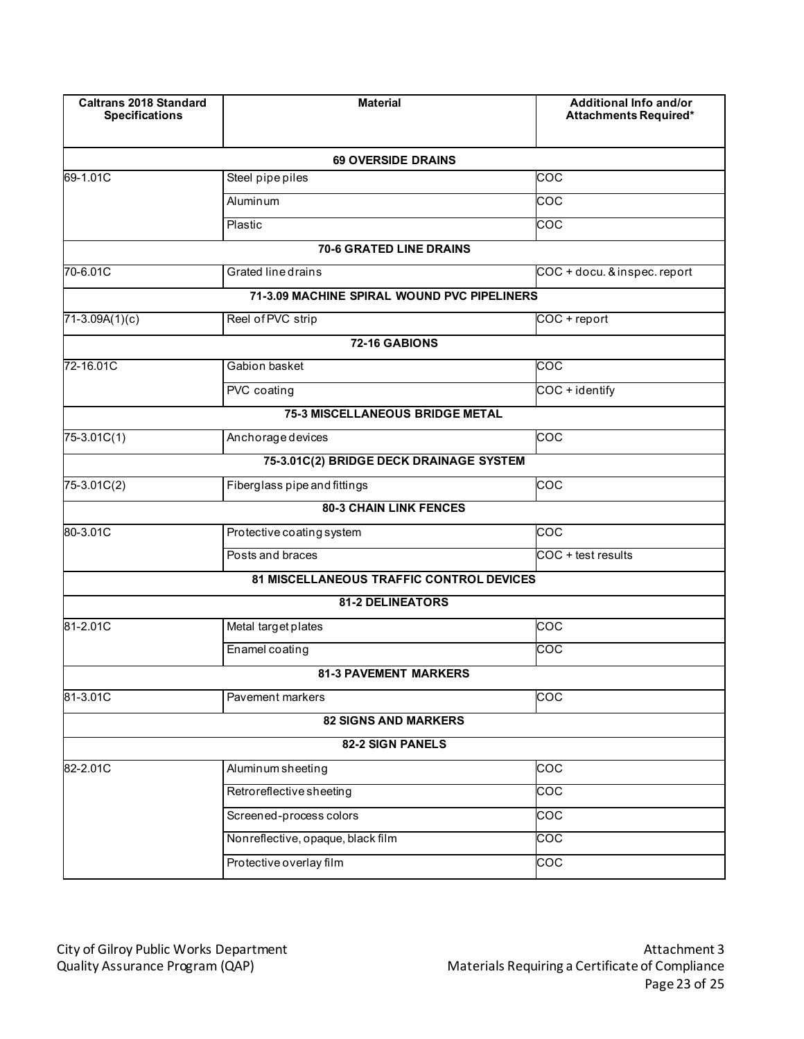| Caltrans 2018 Standard Specifications | Material | Additional Info and/or Attachments Required* |
|---|---|---|
| **69 OVERSIDE DRAINS** | | |
| 69-1.01C | Steel pipe piles | COC |
| | Aluminum | COC |
| | Plastic | COC |
| **70-6 GRATED LINE DRAINS** | | |
| 70-6.01C | Grated line drains | COC + docu. & inspec. report |
| **71-3.09 MACHINE SPIRAL WOUND PVC PIPELINERS** | | |
| 71-3.09A(1)(c) | Reel of PVC strip | COC + report |
| **72-16 GABIONS** | | |
| 72-16.01C | Gabion basket | COC |
| | PVC coating | COC + identify |
| **75-3 MISCELLANEOUS BRIDGE METAL** | | |
| 75-3.01C(1) | Anchorage devices | COC |
| **75-3.01C(2) BRIDGE DECK DRAINAGE SYSTEM** | | |
| 75-3.01C(2) | Fiberglass pipe and fittings | COC |
| **80-3 CHAIN LINK FENCES** | | |
| 80-3.01C | Protective coating system | COC |
| | Posts and braces | COC + test results |
| **81 MISCELLANEOUS TRAFFIC CONTROL DEVICES** | | |
| **81-2 DELINEATORS** | | |
| 81-2.01C | Metal target plates | COC |
| | Enamel coating | COC |
| **81-3 PAVEMENT MARKERS** | | |
| 81-3.01C | Pavement markers | COC |
| **82 SIGNS AND MARKERS** | | |
| **82-2 SIGN PANELS** | | |
| 82-2.01C | Aluminum sheeting | COC |
| | Retroreflective sheeting | COC |
| | Screened-process colors | COC |
| | Nonreflective, opaque, black film | COC |
| | Protective overlay film | COC |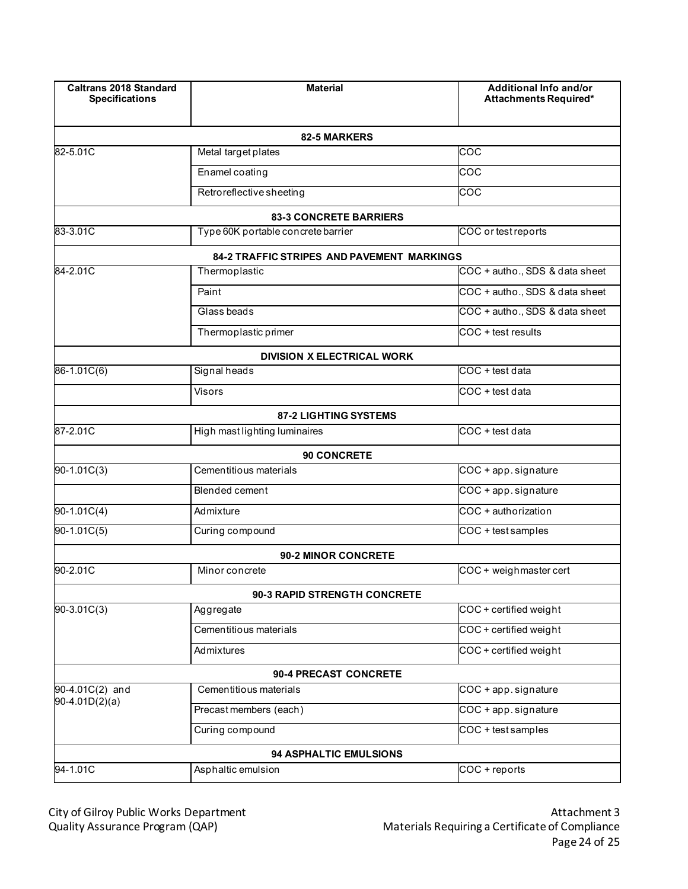| Caltrans 2018 Standard Specifications | Material | Additional Info and/or Attachments Required* |
|---|---|---|
| | **82-5 MARKERS** | |
| 82-5.01C | Metal target plates | COC |
| | Enamel coating | COC |
| | Retroreflective sheeting | COC |
| | **83-3 CONCRETE BARRIERS** | |
| 83-3.01C | Type 60K portable concrete barrier | COC or test reports |
| | **84-2 TRAFFIC STRIPES AND PAVEMENT MARKINGS** | |
| 84-2.01C | Thermoplastic | COC + autho., SDS & data sheet |
| | Paint | COC + autho., SDS & data sheet |
| | Glass beads | COC + autho., SDS & data sheet |
| | Thermoplastic primer | COC + test results |
| | **DIVISION X ELECTRICAL WORK** | |
| 86-1.01C(6) | Signal heads | COC + test data |
| | Visors | COC + test data |
| | **87-2 LIGHTING SYSTEMS** | |
| 87-2.01C | High mast lighting luminaires | COC + test data |
| | **90 CONCRETE** | |
| 90-1.01C(3) | Cementitious materials | COC + app. signature |
| | Blended cement | COC + app. signature |
| 90-1.01C(4) | Admixture | COC + authorization |
| 90-1.01C(5) | Curing compound | COC + test samples |
| | **90-2 MINOR CONCRETE** | |
| 90-2.01C | Minor concrete | COC + weighmaster cert |
| | **90-3 RAPID STRENGTH CONCRETE** | |
| 90-3.01C(3) | Aggregate | COC + certified weight |
| | Cementitious materials | COC + certified weight |
| | Admixtures | COC + certified weight |
| | **90-4 PRECAST CONCRETE** | |
| 90-4.01C(2) and 90-4.01D(2)(a) | Cementitious materials | COC + app. signature |
| | Precast members (each) | COC + app. signature |
| | Curing compound | COC + test samples |
| | **94 ASPHALTIC EMULSIONS** | |
| 94-1.01C | Asphaltic emulsion | COC + reports |

City of Gilroy Public Works Department
Quality Assurance Program (QAP)

Attachment 3
Materials Requiring a Certificate of Compliance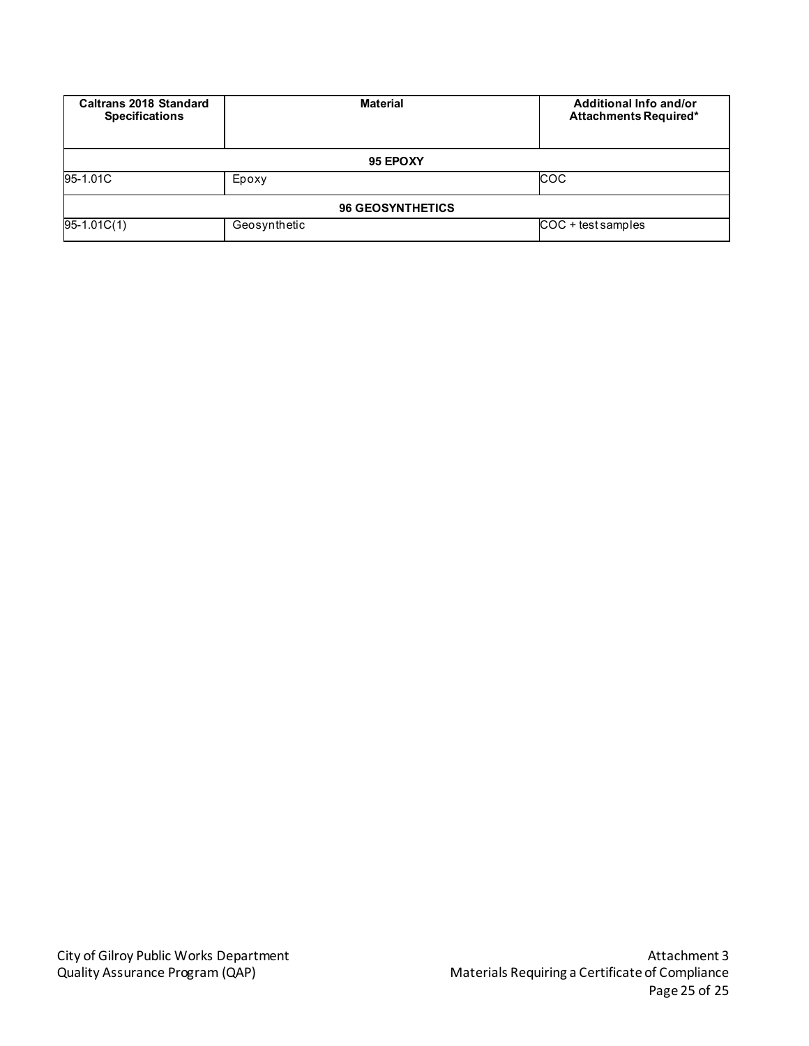| Caltrans 2018 Standard Specifications | Material | Additional Info and/or Attachments Required* |
|---|---|---|
| **95 EPOXY** | | |
| 95-1.01C | Epoxy | COC |
| **96 GEOSYNTHETICS** | | |
| 95-1.01C(1) | Geosynthetic | COC + test samples |